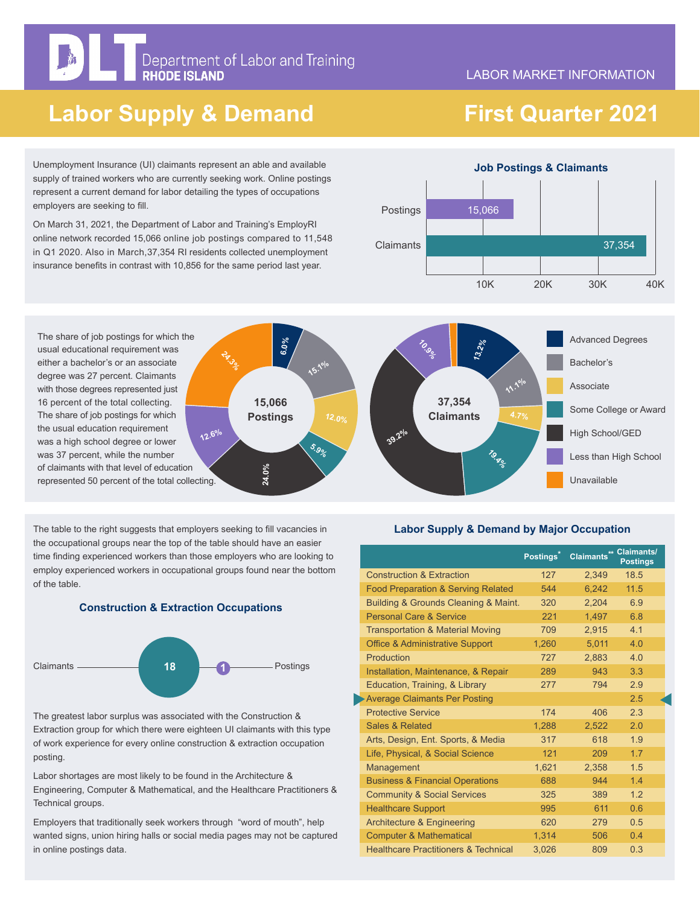Department of Labor and Training
RHODE ISLAND

LABOR MARKET INFORMATION

# Labor Supply & Demand — First Quarter 2021

Unemployment Insurance (UI) claimants represent an able and available supply of trained workers who are currently seeking work. Online postings represent a current demand for labor detailing the types of occupations employers are seeking to fill.

On March 31, 2021, the Department of Labor and Training's EmployRI online network recorded 15,066 online job postings compared to 11,548 in Q1 2020. Also in March,37,354 RI residents collected unemployment insurance benefits in contrast with 10,856 for the same period last year.

### Job Postings & Claimants

| | Count |
|---|---|
| Postings | 15,066 |
| Claimants | 37,354 |

The share of job postings for which the usual educational requirement was either a bachelor's or an associate degree was 27 percent. Claimants with those degrees represented just 16 percent of the total collecting. The share of job postings for which the usual education requirement was a high school degree or lower was 37 percent, while the number of claimants with that level of education represented 50 percent of the total collecting.

| Education Level | 15,066 Postings | 37,354 Claimants |
|---|---|---|
| Advanced Degrees | 6.0% | 13.2% |
| Bachelor's | 15.1% | 11.1% |
| Associate | 12.0% | 4.7% |
| Some College or Award | 5.9% | 19.4% |
| High School/GED | 24.0% | 39.2% |
| Less than High School | 12.6% | 10.9% |
| Unavailable | 24.3% | |

The table to the right suggests that employers seeking to fill vacancies in the occupational groups near the top of the table should have an easier time finding experienced workers than those employers who are looking to employ experienced workers in occupational groups found near the bottom of the table.

### Construction & Extraction Occupations

Claimants 18 — 1 Postings

The greatest labor surplus was associated with the Construction & Extraction group for which there were eighteen UI claimants with this type of work experience for every online construction & extraction occupation posting.

Labor shortages are most likely to be found in the Architecture & Engineering, Computer & Mathematical, and the Healthcare Practitioners & Technical groups.

Employers that traditionally seek workers through "word of mouth", help wanted signs, union hiring halls or social media pages may not be captured in online postings data.

### Labor Supply & Demand by Major Occupation

| | Postings* | Claimants** | Claimants/ Postings |
|---|---|---|---|
| Construction & Extraction | 127 | 2,349 | 18.5 |
| Food Preparation & Serving Related | 544 | 6,242 | 11.5 |
| Building & Grounds Cleaning & Maint. | 320 | 2,204 | 6.9 |
| Personal Care & Service | 221 | 1,497 | 6.8 |
| Transportation & Material Moving | 709 | 2,915 | 4.1 |
| Office & Administrative Support | 1,260 | 5,011 | 4.0 |
| Production | 727 | 2,883 | 4.0 |
| Installation, Maintenance, & Repair | 289 | 943 | 3.3 |
| Education, Training, & Library | 277 | 794 | 2.9 |
| Average Claimants Per Posting | | | 2.5 |
| Protective Service | 174 | 406 | 2.3 |
| Sales & Related | 1,288 | 2,522 | 2.0 |
| Arts, Design, Ent. Sports, & Media | 317 | 618 | 1.9 |
| Life, Physical, & Social Science | 121 | 209 | 1.7 |
| Management | 1,621 | 2,358 | 1.5 |
| Business & Financial Operations | 688 | 944 | 1.4 |
| Community & Social Services | 325 | 389 | 1.2 |
| Healthcare Support | 995 | 611 | 0.6 |
| Architecture & Engineering | 620 | 279 | 0.5 |
| Computer & Mathematical | 1,314 | 506 | 0.4 |
| Healthcare Practitioners & Technical | 3,026 | 809 | 0.3 |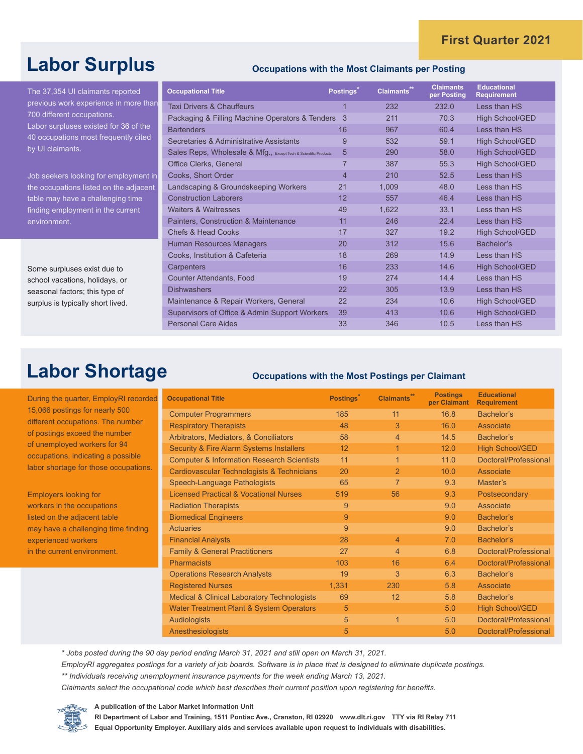**First Quarter 2021**

# Labor Surplus

The 37,354 UI claimants reported previous work experience in more than 700 different occupations. Labor surpluses existed for 36 of the 40 occupations most frequently cited by UI claimants.

Job seekers looking for employment in the occupations listed on the adjacent table may have a challenging time finding employment in the current environment.

Some surpluses exist due to school vacations, holidays, or seasonal factors; this type of surplus is typically short lived.

### Occupations with the Most Claimants per Posting

| Occupational Title | Postings* | Claimants** | Claimants per Posting | Educational Requirement |
|---|---|---|---|---|
| Taxi Drivers & Chauffeurs | 1 | 232 | 232.0 | Less than HS |
| Packaging & Filling Machine Operators & Tenders | 3 | 211 | 70.3 | High School/GED |
| Bartenders | 16 | 967 | 60.4 | Less than HS |
| Secretaries & Administrative Assistants | 9 | 532 | 59.1 | High School/GED |
| Sales Reps, Wholesale & Mfg., Except Tech & Scientific Products | 5 | 290 | 58.0 | High School/GED |
| Office Clerks, General | 7 | 387 | 55.3 | High School/GED |
| Cooks, Short Order | 4 | 210 | 52.5 | Less than HS |
| Landscaping & Groundskeeping Workers | 21 | 1,009 | 48.0 | Less than HS |
| Construction Laborers | 12 | 557 | 46.4 | Less than HS |
| Waiters & Waitresses | 49 | 1,622 | 33.1 | Less than HS |
| Painters, Construction & Maintenance | 11 | 246 | 22.4 | Less than HS |
| Chefs & Head Cooks | 17 | 327 | 19.2 | High School/GED |
| Human Resources Managers | 20 | 312 | 15.6 | Bachelor's |
| Cooks, Institution & Cafeteria | 18 | 269 | 14.9 | Less than HS |
| Carpenters | 16 | 233 | 14.6 | High School/GED |
| Counter Attendants, Food | 19 | 274 | 14.4 | Less than HS |
| Dishwashers | 22 | 305 | 13.9 | Less than HS |
| Maintenance & Repair Workers, General | 22 | 234 | 10.6 | High School/GED |
| Supervisors of Office & Admin Support Workers | 39 | 413 | 10.6 | High School/GED |
| Personal Care Aides | 33 | 346 | 10.5 | Less than HS |

# Labor Shortage

During the quarter, EmployRI recorded 15,066 postings for nearly 500 different occupations. The number of postings exceed the number of unemployed workers for 94 occupations, indicating a possible labor shortage for those occupations.

Employers looking for workers in the occupations listed on the adjacent table may have a challenging time finding experienced workers in the current environment.

### Occupations with the Most Postings per Claimant

| Occupational Title | Postings* | Claimants** | Postings per Claimant | Educational Requirement |
|---|---|---|---|---|
| Computer Programmers | 185 | 11 | 16.8 | Bachelor's |
| Respiratory Therapists | 48 | 3 | 16.0 | Associate |
| Arbitrators, Mediators, & Conciliators | 58 | 4 | 14.5 | Bachelor's |
| Security & Fire Alarm Systems Installers | 12 | 1 | 12.0 | High School/GED |
| Computer & Information Research Scientists | 11 | 1 | 11.0 | Doctoral/Professional |
| Cardiovascular Technologists & Technicians | 20 | 2 | 10.0 | Associate |
| Speech-Language Pathologists | 65 | 7 | 9.3 | Master's |
| Licensed Practical & Vocational Nurses | 519 | 56 | 9.3 | Postsecondary |
| Radiation Therapists | 9 | 1 | 9.0 | Associate |
| Biomedical Engineers | 9 | | 9.0 | Bachelor's |
| Actuaries | 9 | | 9.0 | Bachelor's |
| Financial Analysts | 28 | 4 | 7.0 | Bachelor's |
| Family & General Practitioners | 27 | 4 | 6.8 | Doctoral/Professional |
| Pharmacists | 103 | 16 | 6.4 | Doctoral/Professional |
| Operations Research Analysts | 19 | 3 | 6.3 | Bachelor's |
| Registered Nurses | 1,331 | 230 | 5.8 | Associate |
| Medical & Clinical Laboratory Technologists | 69 | 12 | 5.8 | Bachelor's |
| Water Treatment Plant & System Operators | 5 | | 5.0 | High School/GED |
| Audiologists | 5 | 1 | 5.0 | Doctoral/Professional |
| Anesthesiologists | 5 | | 5.0 | Doctoral/Professional |

*\* Jobs posted during the 90 day period ending March 31, 2021 and still open on March 31, 2021.*
*EmployRI aggregates postings for a variety of job boards. Software is in place that is designed to eliminate duplicate postings.*
*\*\* Individuals receiving unemployment insurance payments for the week ending March 13, 2021.*
*Claimants select the occupational code which best describes their current position upon registering for benefits.*

**A publication of the Labor Market Information Unit**
**RI Department of Labor and Training, 1511 Pontiac Ave., Cranston, RI 02920 www.dlt.ri.gov TTY via RI Relay 711**
**Equal Opportunity Employer. Auxiliary aids and services available upon request to individuals with disabilities.**